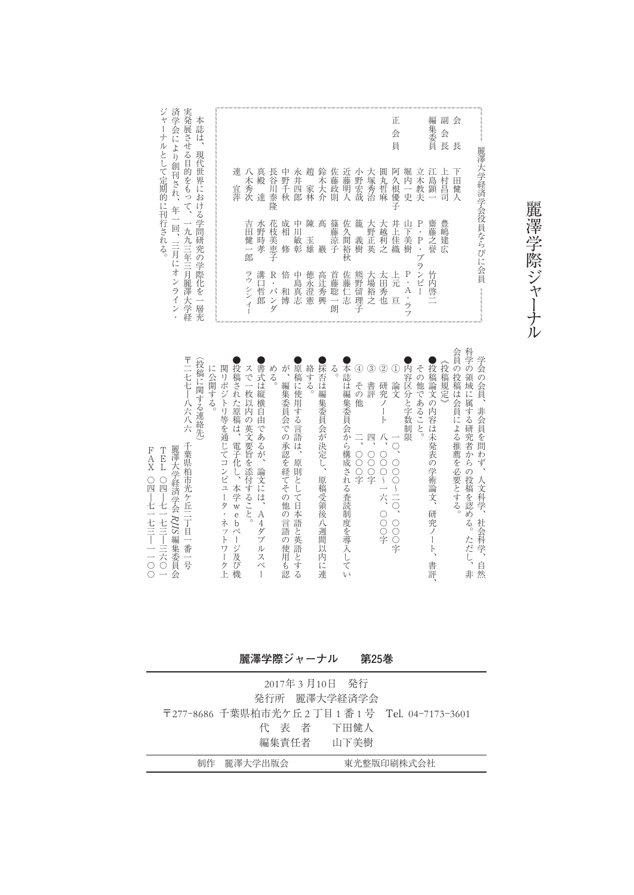# 麗澤学際ジャーナル

## 麗澤大学経済学会役員ならびに会員

| | | | | |
|---|---|---|---|---|
| 会長 | 下田健人 | | | |
| 副会長 | 上村昌司 | 豊嶋建広 | | |
| 編集委員 | 江島顕一 | 齋藤之誉 | 竹内啓二 | |
| | 立木教夫 | P・P・ブランビー | | |
| | 堀内一史 | 山下美樹 | P・A・ラフ | |
| 正会員 | 阿久根優子 | 井上佳織 | 上元亘 | |
| | 圓丸哲麻 | 大越利之 | 太田秀也 | |
| | 大塚秀治 | 大野正英 | 大場裕之 | |
| | 小野宏哉 | 籠義樹 | 熊野留理子 | |
| | 近藤明人 | 佐久間裕秋 | 佐藤仁志 | |
| | 佐藤政則 | 篠藤涼子 | 首藤聡一朗 | |
| | 鈴木大介 | 高巖 | 高辻秀興 | |
| | 趙家林 | 陳玉雄 | 徳永澄憲 | |
| | 永井四郎 | 中川敏彰 | 中島真志 | |
| | 中野千秋 | 成相修 | 倍和博 | |
| | 長谷川泰隆 | 花枝美恵子 | R・パンダ | |
| | 真殿達 | 水野時孝 | 溝口哲郎 | |
| | 八木秀次 | 吉田健一郎 | ラウシィー | |
| | 連宜萍 | | | |

本誌は、現代世界における学問研究の学際化を一層充実発展させる目的をもって、一九九三年三月麗澤大学経済学会により創刊され、年一回、三月にオンライン・ジャーナルとして定期的に刊行される。

学会の会員、非会員を問わず、人文科学、社会科学、自然科学の領域に属する研究者からの投稿を認める。ただし、非会員の投稿は会員による推薦を必要とする。

《投稿規定》

●投稿論文の内容は未発表の学術論文、研究ノート、書評、その他であること。

●内容区分と字数制限

① 論文　一〇、〇〇〇～二〇、〇〇〇字

② 研究ノート　八、〇〇〇～一六、〇〇〇字

③ 書評　四、〇〇〇字

④ その他　二、〇〇〇字

●本誌は編集委員会から構成される査読制度を導入している。

●採否は編集委員会が決定し、原稿受領後八週間以内に連絡する。

●原稿に使用する言語は、原則として日本語と英語とするが、編集委員会での承認を経てその他の言語の使用も認める。

●書式は縦横自由であるが、論文には、A4ダブルスペースで一枚以内の英文要旨を添付すること。

●投稿された原稿は、電子化し、本学webページ及び機関リポジトリ等を通じてコンピュータ・ネットワーク上に公開する。

（投稿に関する連絡先）

〒二七七―八六八六　千葉県柏市光ケ丘二丁目一番一号

麗澤大学経済学会 *RJIS* 編集委員会

TEL　〇四―七一七三―三六〇一

FAX　〇四―七一七三―一一〇〇

---

**麗澤学際ジャーナル　第25巻**

2017年3月10日　発行

発行所　麗澤大学経済学会

〒277-8686 千葉県柏市光ケ丘2丁目1番1号　Tel. 04-7173-3601

代表者　下田健人

編集責任者　山下美樹

制作　麗澤大学出版会　東光整版印刷株式会社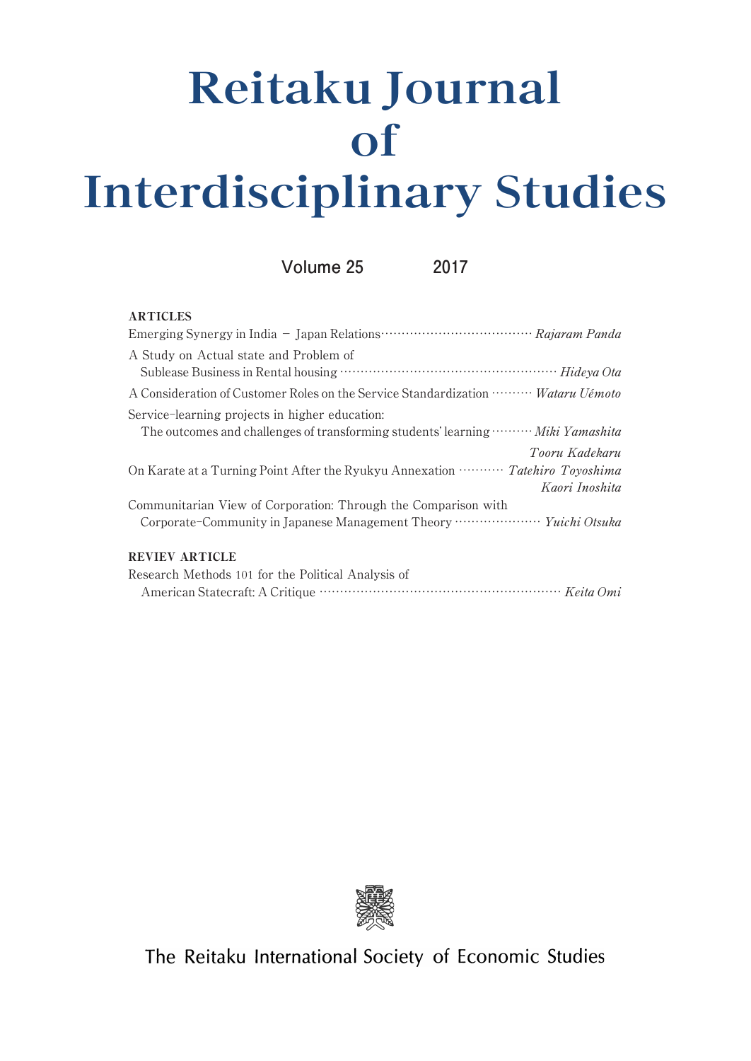# Reitaku Journal of Interdisciplinary Studies

Volume 25　　　2017

## ARTICLES

Emerging Synergy in India － Japan Relations ………………………………… *Rajaram Panda*

A Study on Actual state and Problem of
Sublease Business in Rental housing ……………………………………………… *Hideya Ota*

A Consideration of Customer Roles on the Service Standardization ………… *Wataru Uémoto*

Service-learning projects in higher education:
The outcomes and challenges of transforming students' learning ………… *Miki Yamashita*

On Karate at a Turning Point After the Ryukyu Annexation ………… *Tooru Kadekaru*, *Tatehiro Toyoshima*, *Kaori Inoshita*

Communitarian View of Corporation: Through the Comparison with
Corporate-Community in Japanese Management Theory ………………… *Yuichi Otsuka*

## REVIEV ARTICLE

Research Methods 101 for the Political Analysis of
American Statecraft: A Critique ……………………………………………………… *Keita Omi*

The Reitaku International Society of Economic Studies